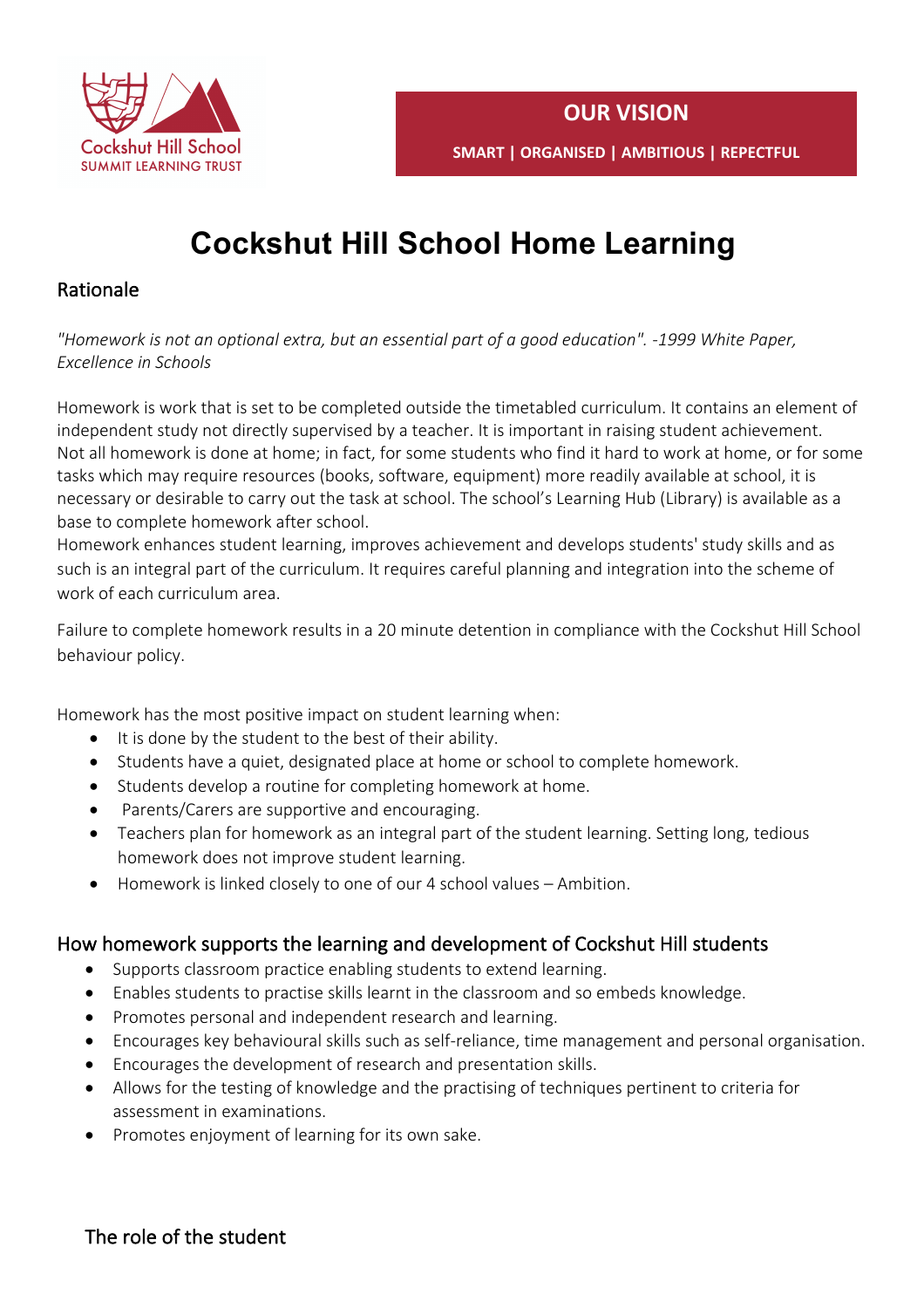Cockshut Hill School
SUMMIT LEARNING TRUST

**OUR VISION**

**SMART | ORGANISED | AMBITIOUS | REPECTFUL**

# Cockshut Hill School Home Learning

## Rationale

*"Homework is not an optional extra, but an essential part of a good education". -1999 White Paper, Excellence in Schools*

Homework is work that is set to be completed outside the timetabled curriculum. It contains an element of independent study not directly supervised by a teacher. It is important in raising student achievement. Not all homework is done at home; in fact, for some students who find it hard to work at home, or for some tasks which may require resources (books, software, equipment) more readily available at school, it is necessary or desirable to carry out the task at school. The school's Learning Hub (Library) is available as a base to complete homework after school.
Homework enhances student learning, improves achievement and develops students' study skills and as such is an integral part of the curriculum. It requires careful planning and integration into the scheme of work of each curriculum area.

Failure to complete homework results in a 20 minute detention in compliance with the Cockshut Hill School behaviour policy.

Homework has the most positive impact on student learning when:

- It is done by the student to the best of their ability.
- Students have a quiet, designated place at home or school to complete homework.
- Students develop a routine for completing homework at home.
- Parents/Carers are supportive and encouraging.
- Teachers plan for homework as an integral part of the student learning. Setting long, tedious homework does not improve student learning.
- Homework is linked closely to one of our 4 school values – Ambition.

## How homework supports the learning and development of Cockshut Hill students

- Supports classroom practice enabling students to extend learning.
- Enables students to practise skills learnt in the classroom and so embeds knowledge.
- Promotes personal and independent research and learning.
- Encourages key behavioural skills such as self-reliance, time management and personal organisation.
- Encourages the development of research and presentation skills.
- Allows for the testing of knowledge and the practising of techniques pertinent to criteria for assessment in examinations.
- Promotes enjoyment of learning for its own sake.

## The role of the student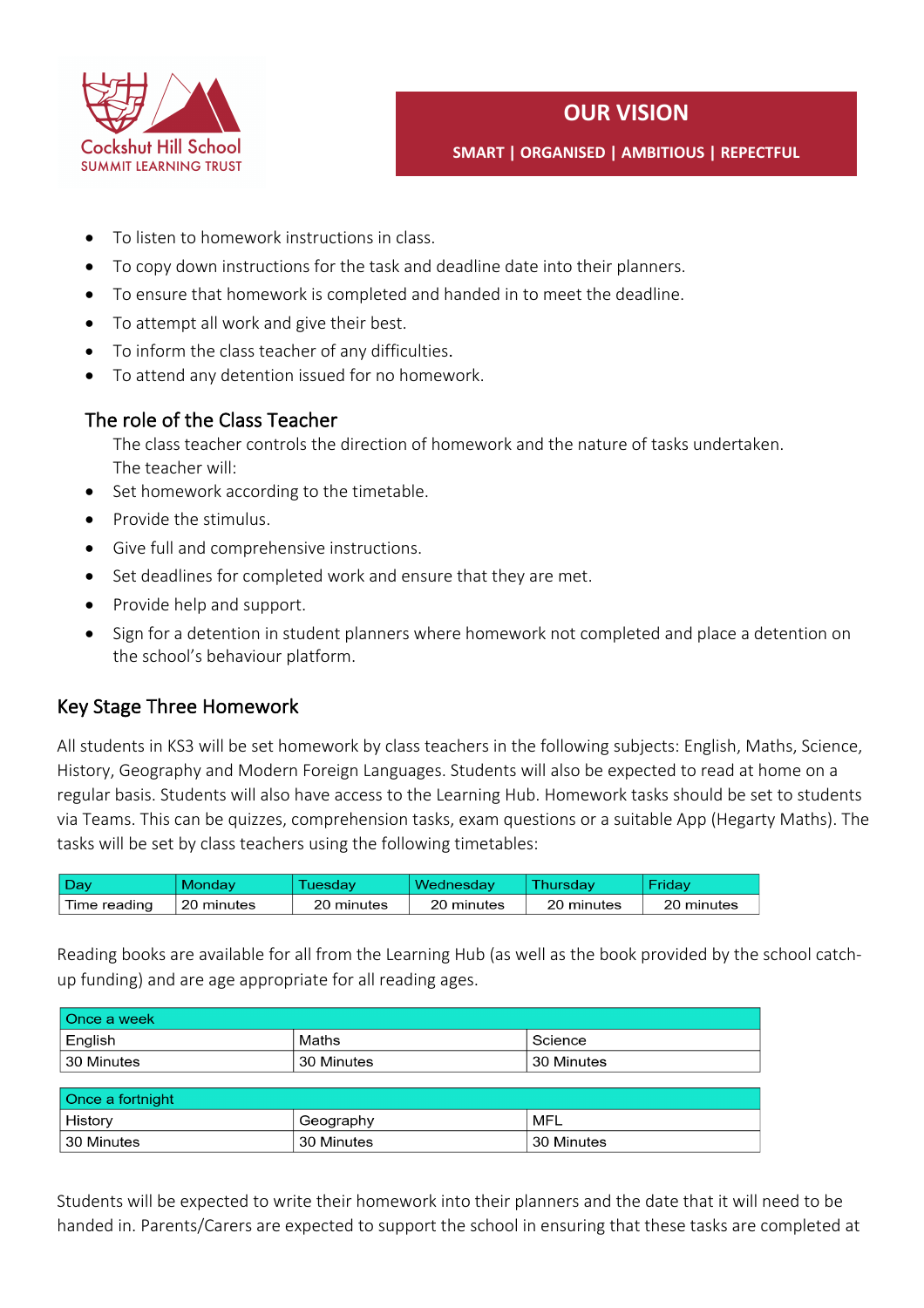- To listen to homework instructions in class.
- To copy down instructions for the task and deadline date into their planners.
- To ensure that homework is completed and handed in to meet the deadline.
- To attempt all work and give their best.
- To inform the class teacher of any difficulties.
- To attend any detention issued for no homework.

### The role of the Class Teacher

The class teacher controls the direction of homework and the nature of tasks undertaken. The teacher will:

- Set homework according to the timetable.
- Provide the stimulus.
- Give full and comprehensive instructions.
- Set deadlines for completed work and ensure that they are met.
- Provide help and support.
- Sign for a detention in student planners where homework not completed and place a detention on the school's behaviour platform.

## Key Stage Three Homework

All students in KS3 will be set homework by class teachers in the following subjects: English, Maths, Science, History, Geography and Modern Foreign Languages. Students will also be expected to read at home on a regular basis. Students will also have access to the Learning Hub. Homework tasks should be set to students via Teams. This can be quizzes, comprehension tasks, exam questions or a suitable App (Hegarty Maths). The tasks will be set by class teachers using the following timetables:

| Day | Monday | Tuesday | Wednesday | Thursday | Friday |
|---|---|---|---|---|---|
| Time reading | 20 minutes | 20 minutes | 20 minutes | 20 minutes | 20 minutes |

Reading books are available for all from the Learning Hub (as well as the book provided by the school catch-up funding) and are age appropriate for all reading ages.

| Once a week | | |
|---|---|---|
| English | Maths | Science |
| 30 Minutes | 30 Minutes | 30 Minutes |

| Once a fortnight | | |
|---|---|---|
| History | Geography | MFL |
| 30 Minutes | 30 Minutes | 30 Minutes |

Students will be expected to write their homework into their planners and the date that it will need to be handed in. Parents/Carers are expected to support the school in ensuring that these tasks are completed at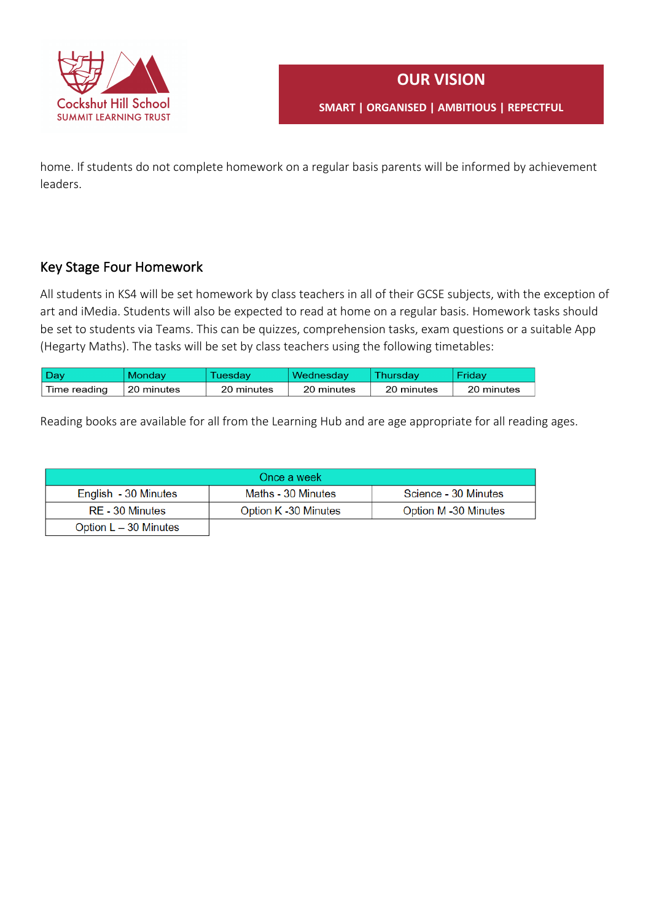home. If students do not complete homework on a regular basis parents will be informed by achievement leaders.

## Key Stage Four Homework

All students in KS4 will be set homework by class teachers in all of their GCSE subjects, with the exception of art and iMedia. Students will also be expected to read at home on a regular basis. Homework tasks should be set to students via Teams. This can be quizzes, comprehension tasks, exam questions or a suitable App (Hegarty Maths). The tasks will be set by class teachers using the following timetables:

| Day | Monday | Tuesday | Wednesday | Thursday | Friday |
|---|---|---|---|---|---|
| Time reading | 20 minutes | 20 minutes | 20 minutes | 20 minutes | 20 minutes |

Reading books are available for all from the Learning Hub and are age appropriate for all reading ages.

| Once a week | | |
|---|---|---|
| English - 30 Minutes | Maths - 30 Minutes | Science - 30 Minutes |
| RE - 30 Minutes | Option K -30 Minutes | Option M -30 Minutes |
| Option L – 30 Minutes | | |